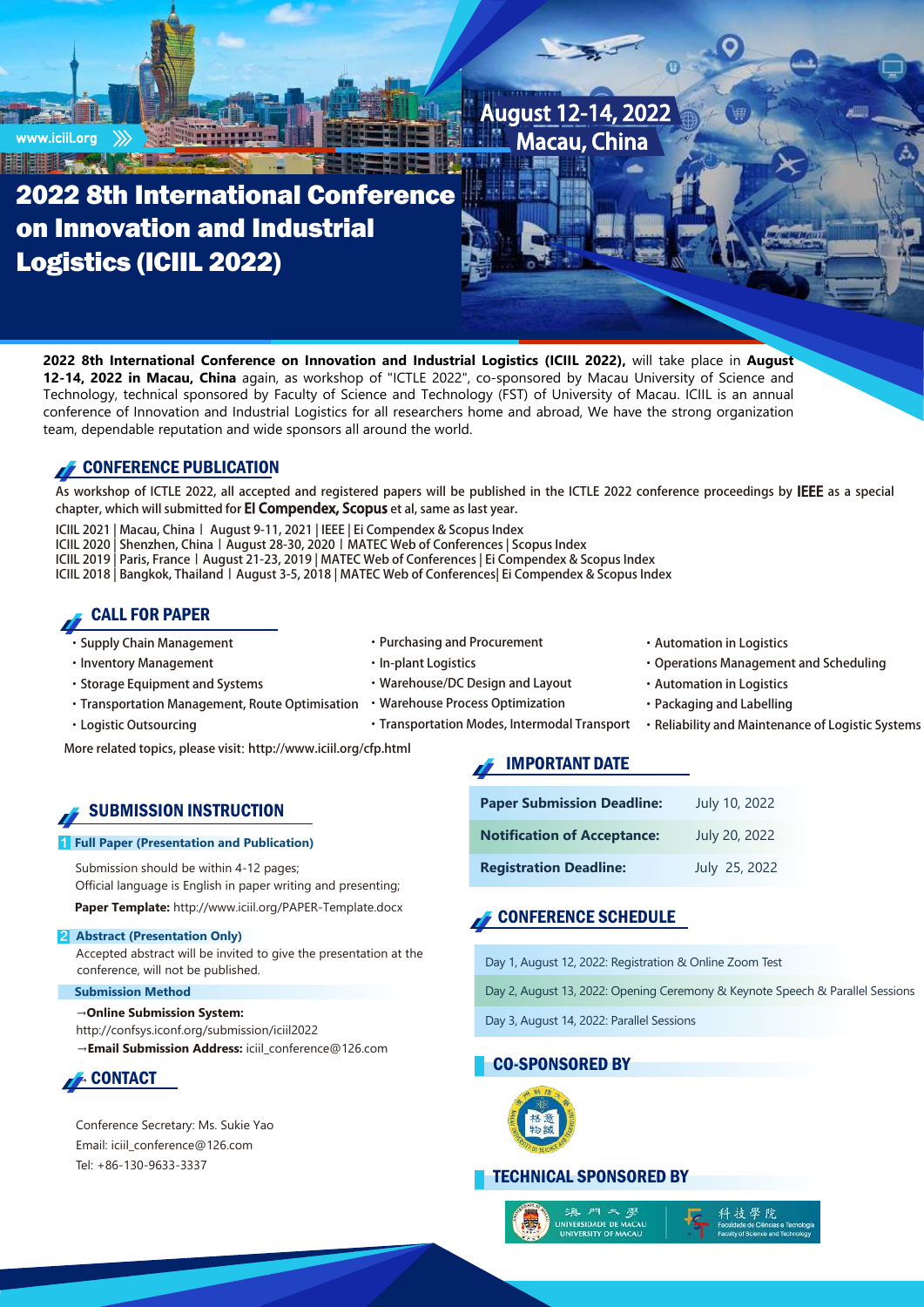www.iciil.org

August 12-14, 2022
Macau, China

# 2022 8th International Conference on Innovation and Industrial Logistics (ICIIL 2022)

**2022 8th International Conference on Innovation and Industrial Logistics (ICIIL 2022),** will take place in **August 12-14, 2022 in Macau, China** again, as workshop of "ICTLE 2022", co-sponsored by Macau University of Science and Technology, technical sponsored by Faculty of Science and Technology (FST) of University of Macau. ICIIL is an annual conference of Innovation and Industrial Logistics for all researchers home and abroad, We have the strong organization team, dependable reputation and wide sponsors all around the world.

## CONFERENCE PUBLICATION

As workshop of ICTLE 2022, all accepted and registered papers will be published in the ICTLE 2022 conference proceedings by **IEEE** as a special chapter, which will submitted for **EI Compendex, Scopus** et al, same as last year.

ICIIL 2021 | Macau, China | August 9-11, 2021 | IEEE | Ei Compendex & Scopus Index
ICIIL 2020 | Shenzhen, China | August 28-30, 2020 | MATEC Web of Conferences | Scopus Index
ICIIL 2019 | Paris, France | August 21-23, 2019 | MATEC Web of Conferences | Ei Compendex & Scopus Index
ICIIL 2018 | Bangkok, Thailand | August 3-5, 2018 | MATEC Web of Conferences| Ei Compendex & Scopus Index

## CALL FOR PAPER

- Supply Chain Management
- Inventory Management
- Storage Equipment and Systems
- Transportation Management, Route Optimisation
- Logistic Outsourcing
- Purchasing and Procurement
- In-plant Logistics
- Warehouse/DC Design and Layout
- Warehouse Process Optimization
- Transportation Modes, Intermodal Transport
- Automation in Logistics
- Operations Management and Scheduling
- Automation in Logistics
- Packaging and Labelling
- Reliability and Maintenance of Logistic Systems

More related topics, please visit: http://www.iciil.org/cfp.html

## SUBMISSION INSTRUCTION

**1 Full Paper (Presentation and Publication)**

Submission should be within 4-12 pages;
Official language is English in paper writing and presenting;

**Paper Template:** http://www.iciil.org/PAPER-Template.docx

**2 Abstract (Presentation Only)**

Accepted abstract will be invited to give the presentation at the conference, will not be published.

**Submission Method**

→**Online Submission System:**
http://confsys.iconf.org/submission/iciil2022
→**Email Submission Address:** iciil_conference@126.com

## CONTACT

Conference Secretary: Ms. Sukie Yao
Email: iciil_conference@126.com
Tel: +86-130-9633-3337

## IMPORTANT DATE

| | |
|---|---|
| **Paper Submission Deadline:** | July 10, 2022 |
| **Notification of Acceptance:** | July 20, 2022 |
| **Registration Deadline:** | July 25, 2022 |

## CONFERENCE SCHEDULE

Day 1, August 12, 2022: Registration & Online Zoom Test
Day 2, August 13, 2022: Opening Ceremony & Keynote Speech & Parallel Sessions
Day 3, August 14, 2022: Parallel Sessions

## CO-SPONSORED BY

## TECHNICAL SPONSORED BY

澳門大學 UNIVERSIDADE DE MACAU UNIVERSITY OF MACAU
科技學院 Faculdade de Ciências e Tecnologia Faculty of Science and Technology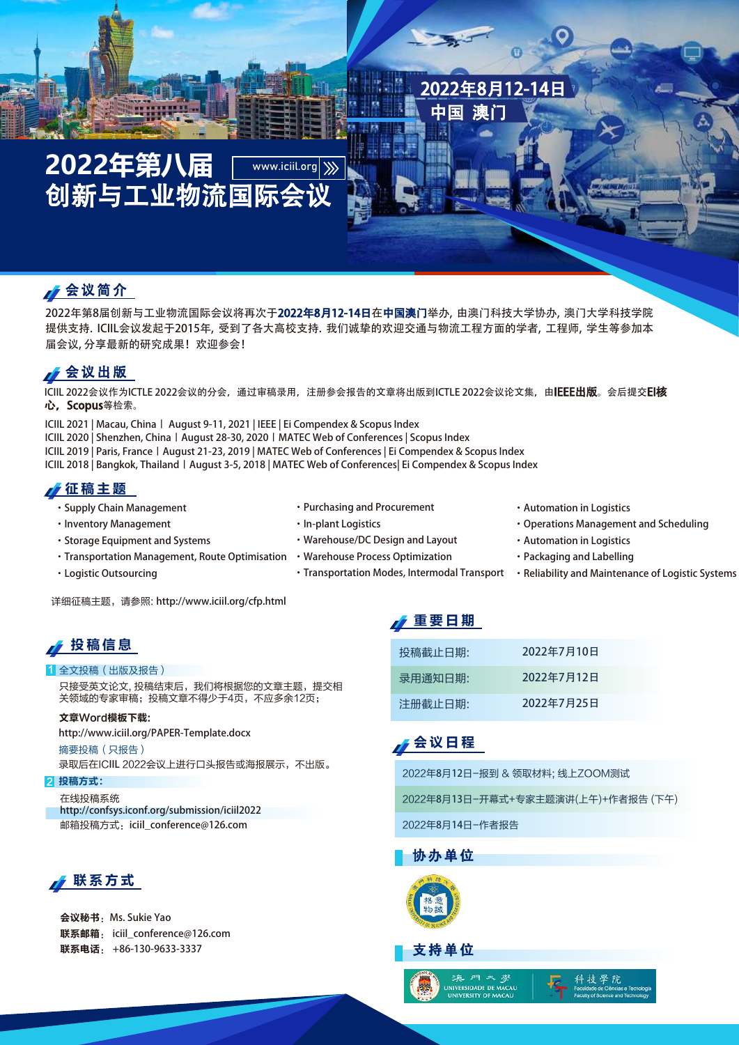# 2022年第八届 创新与工业物流国际会议

www.iciil.org

2022年8月12-14日
中国 澳门

## 会议简介

2022年第8届创新与工业物流国际会议将再次于**2022年8月12-14日**在**中国澳门**举办, 由澳门科技大学协办, 澳门大学科技学院提供支持. ICIIL会议发起于2015年, 受到了各大高校支持. 我们诚挚的欢迎交通与物流工程方面的学者, 工程师, 学生等参加本届会议, 分享最新的研究成果! 欢迎参会!

## 会议出版

ICIIL 2022会议作为ICTLE 2022会议的分会，通过审稿录用，注册参会报告的文章将出版到ICTLE 2022会议论文集，由**IEEE出版**。会后提交**EI核心**，**Scopus**等检索。

ICIIL 2021 | Macau, China | August 9-11, 2021 | IEEE | Ei Compendex & Scopus Index
ICIIL 2020 | Shenzhen, China | August 28-30, 2020 | MATEC Web of Conferences | Scopus Index
ICIIL 2019 | Paris, France | August 21-23, 2019 | MATEC Web of Conferences | Ei Compendex & Scopus Index
ICIIL 2018 | Bangkok, Thailand | August 3-5, 2018 | MATEC Web of Conferences| Ei Compendex & Scopus Index

## 征稿主题

- Supply Chain Management
- Inventory Management
- Storage Equipment and Systems
- Transportation Management, Route Optimisation
- Logistic Outsourcing
- Purchasing and Procurement
- In-plant Logistics
- Warehouse/DC Design and Layout
- Warehouse Process Optimization
- Transportation Modes, Intermodal Transport
- Automation in Logistics
- Operations Management and Scheduling
- Automation in Logistics
- Packaging and Labelling
- Reliability and Maintenance of Logistic Systems

详细征稿主题，请参照: http://www.iciil.org/cfp.html

## 投稿信息

**1** 全文投稿（出版及报告）

只接受英文论文, 投稿结束后，我们将根据您的文章主题，提交相关领域的专家审稿；投稿文章不得少于4页，不应多余12页；

**文章Word模板下载:**
http://www.iciil.org/PAPER-Template.docx

摘要投稿（只报告）

录取后在ICIIL 2022会议上进行口头报告或海报展示，不出版。

**2** **投稿方式:**

在线投稿系统
http://confsys.iconf.org/submission/iciil2022
邮箱投稿方式：iciil_conference@126.com

## 重要日期

| | |
|---|---|
| 投稿截止日期: | 2022年7月10日 |
| 录用通知日期: | 2022年7月12日 |
| 注册截止日期: | 2022年7月25日 |

## 会议日程

2022年8月12日-报到 & 领取材料; 线上ZOOM测试

2022年8月13日-开幕式+专家主题演讲(上午)+作者报告 (下午)

2022年8月14日-作者报告

## 联系方式

**会议秘书**：Ms. Sukie Yao
**联系邮箱**：iciil_conference@126.com
**联系电话**：+86-130-9633-3337

## 协办单位

## 支持单位

澳門大學 UNIVERSIDADE DE MACAU UNIVERSITY OF MACAU

科技學院 Faculdade de Ciências e Tecnologia Faculty of Science and Technology